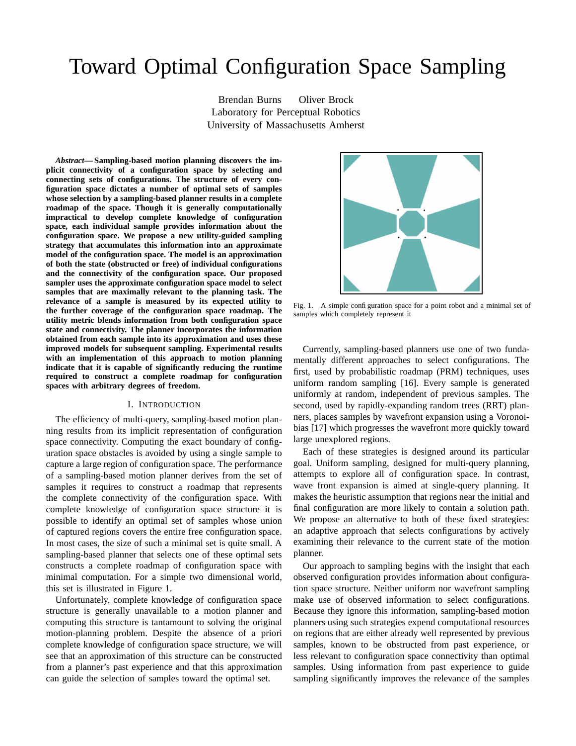# Toward Optimal Configuration Space Sampling

Brendan Burns    Oliver Brock
Laboratory for Perceptual Robotics
University of Massachusetts Amherst

***Abstract*— Sampling-based motion planning discovers the implicit connectivity of a configuration space by selecting and connecting sets of configurations. The structure of every configuration space dictates a number of optimal sets of samples whose selection by a sampling-based planner results in a complete roadmap of the space. Though it is generally computationally impractical to develop complete knowledge of configuration space, each individual sample provides information about the configuration space. We propose a new utility-guided sampling strategy that accumulates this information into an approximate model of the configuration space. The model is an approximation of both the state (obstructed or free) of individual configurations and the connectivity of the configuration space. Our proposed sampler uses the approximate configuration space model to select samples that are maximally relevant to the planning task. The relevance of a sample is measured by its expected utility to the further coverage of the configuration space roadmap. The utility metric blends information from both configuration space state and connectivity. The planner incorporates the information obtained from each sample into its approximation and uses these improved models for subsequent sampling. Experimental results with an implementation of this approach to motion planning indicate that it is capable of significantly reducing the runtime required to construct a complete roadmap for configuration spaces with arbitrary degrees of freedom.**

## I. Introduction

The efficiency of multi-query, sampling-based motion planning results from its implicit representation of configuration space connectivity. Computing the exact boundary of configuration space obstacles is avoided by using a single sample to capture a large region of configuration space. The performance of a sampling-based motion planner derives from the set of samples it requires to construct a roadmap that represents the complete connectivity of the configuration space. With complete knowledge of configuration space structure it is possible to identify an optimal set of samples whose union of captured regions covers the entire free configuration space. In most cases, the size of such a minimal set is quite small. A sampling-based planner that selects one of these optimal sets constructs a complete roadmap of configuration space with minimal computation. For a simple two dimensional world, this set is illustrated in Figure 1.

Unfortunately, complete knowledge of configuration space structure is generally unavailable to a motion planner and computing this structure is tantamount to solving the original motion-planning problem. Despite the absence of a priori complete knowledge of configuration space structure, we will see that an approximation of this structure can be constructed from a planner's past experience and that this approximation can guide the selection of samples toward the optimal set.

Fig. 1. A simple configuration space for a point robot and a minimal set of samples which completely represent it

Currently, sampling-based planners use one of two fundamentally different approaches to select configurations. The first, used by probabilistic roadmap (PRM) techniques, uses uniform random sampling [16]. Every sample is generated uniformly at random, independent of previous samples. The second, used by rapidly-expanding random trees (RRT) planners, places samples by wavefront expansion using a Voronoi-bias [17] which progresses the wavefront more quickly toward large unexplored regions.

Each of these strategies is designed around its particular goal. Uniform sampling, designed for multi-query planning, attempts to explore all of configuration space. In contrast, wave front expansion is aimed at single-query planning. It makes the heuristic assumption that regions near the initial and final configuration are more likely to contain a solution path. We propose an alternative to both of these fixed strategies: an adaptive approach that selects configurations by actively examining their relevance to the current state of the motion planner.

Our approach to sampling begins with the insight that each observed configuration provides information about configuration space structure. Neither uniform nor wavefront sampling make use of observed information to select configurations. Because they ignore this information, sampling-based motion planners using such strategies expend computational resources on regions that are either already well represented by previous samples, known to be obstructed from past experience, or less relevant to configuration space connectivity than optimal samples. Using information from past experience to guide sampling significantly improves the relevance of the samples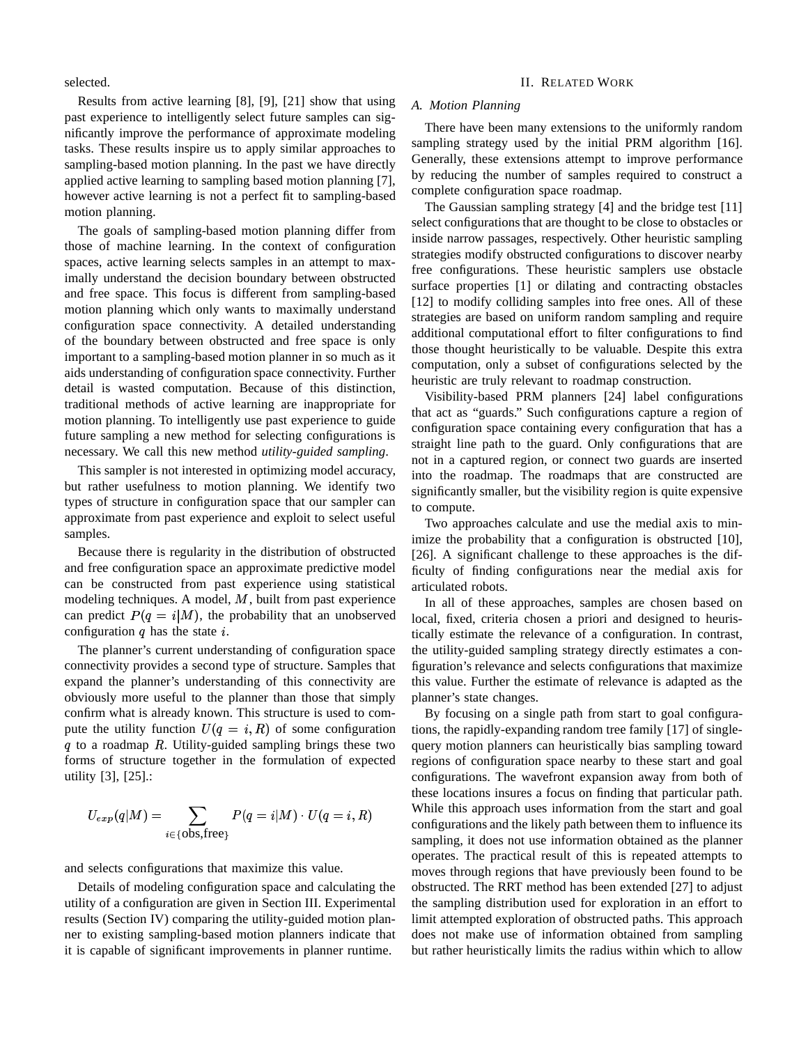selected.

Results from active learning [8], [9], [21] show that using past experience to intelligently select future samples can significantly improve the performance of approximate modeling tasks. These results inspire us to apply similar approaches to sampling-based motion planning. In the past we have directly applied active learning to sampling based motion planning [7], however active learning is not a perfect fit to sampling-based motion planning.

The goals of sampling-based motion planning differ from those of machine learning. In the context of configuration spaces, active learning selects samples in an attempt to maximally understand the decision boundary between obstructed and free space. This focus is different from sampling-based motion planning which only wants to maximally understand configuration space connectivity. A detailed understanding of the boundary between obstructed and free space is only important to a sampling-based motion planner in so much as it aids understanding of configuration space connectivity. Further detail is wasted computation. Because of this distinction, traditional methods of active learning are inappropriate for motion planning. To intelligently use past experience to guide future sampling a new method for selecting configurations is necessary. We call this new method *utility-guided sampling*.

This sampler is not interested in optimizing model accuracy, but rather usefulness to motion planning. We identify two types of structure in configuration space that our sampler can approximate from past experience and exploit to select useful samples.

Because there is regularity in the distribution of obstructed and free configuration space an approximate predictive model can be constructed from past experience using statistical modeling techniques. A model, $M$, built from past experience can predict $P(q = i|M)$, the probability that an unobserved configuration $q$ has the state $i$.

The planner's current understanding of configuration space connectivity provides a second type of structure. Samples that expand the planner's understanding of this connectivity are obviously more useful to the planner than those that simply confirm what is already known. This structure is used to compute the utility function $U(q = i, R)$ of some configuration $q$ to a roadmap $R$. Utility-guided sampling brings these two forms of structure together in the formulation of expected utility [3], [25].:

$$U_{exp}(q|M) = \sum_{i \in \{\text{obs,free}\}} P(q = i|M) \cdot U(q = i, R)$$

and selects configurations that maximize this value.

Details of modeling configuration space and calculating the utility of a configuration are given in Section III. Experimental results (Section IV) comparing the utility-guided motion planner to existing sampling-based motion planners indicate that it is capable of significant improvements in planner runtime.

## II. Related Work

### A. Motion Planning

There have been many extensions to the uniformly random sampling strategy used by the initial PRM algorithm [16]. Generally, these extensions attempt to improve performance by reducing the number of samples required to construct a complete configuration space roadmap.

The Gaussian sampling strategy [4] and the bridge test [11] select configurations that are thought to be close to obstacles or inside narrow passages, respectively. Other heuristic sampling strategies modify obstructed configurations to discover nearby free configurations. These heuristic samplers use obstacle surface properties [1] or dilating and contracting obstacles [12] to modify colliding samples into free ones. All of these strategies are based on uniform random sampling and require additional computational effort to filter configurations to find those thought heuristically to be valuable. Despite this extra computation, only a subset of configurations selected by the heuristic are truly relevant to roadmap construction.

Visibility-based PRM planners [24] label configurations that act as "guards." Such configurations capture a region of configuration space containing every configuration that has a straight line path to the guard. Only configurations that are not in a captured region, or connect two guards are inserted into the roadmap. The roadmaps that are constructed are significantly smaller, but the visibility region is quite expensive to compute.

Two approaches calculate and use the medial axis to minimize the probability that a configuration is obstructed [10], [26]. A significant challenge to these approaches is the difficulty of finding configurations near the medial axis for articulated robots.

In all of these approaches, samples are chosen based on local, fixed, criteria chosen a priori and designed to heuristically estimate the relevance of a configuration. In contrast, the utility-guided sampling strategy directly estimates a configuration's relevance and selects configurations that maximize this value. Further the estimate of relevance is adapted as the planner's state changes.

By focusing on a single path from start to goal configurations, the rapidly-expanding random tree family [17] of single-query motion planners can heuristically bias sampling toward regions of configuration space nearby to these start and goal configurations. The wavefront expansion away from both of these locations insures a focus on finding that particular path. While this approach uses information from the start and goal configurations and the likely path between them to influence its sampling, it does not use information obtained as the planner operates. The practical result of this is repeated attempts to moves through regions that have previously been found to be obstructed. The RRT method has been extended [27] to adjust the sampling distribution used for exploration in an effort to limit attempted exploration of obstructed paths. This approach does not make use of information obtained from sampling but rather heuristically limits the radius within which to allow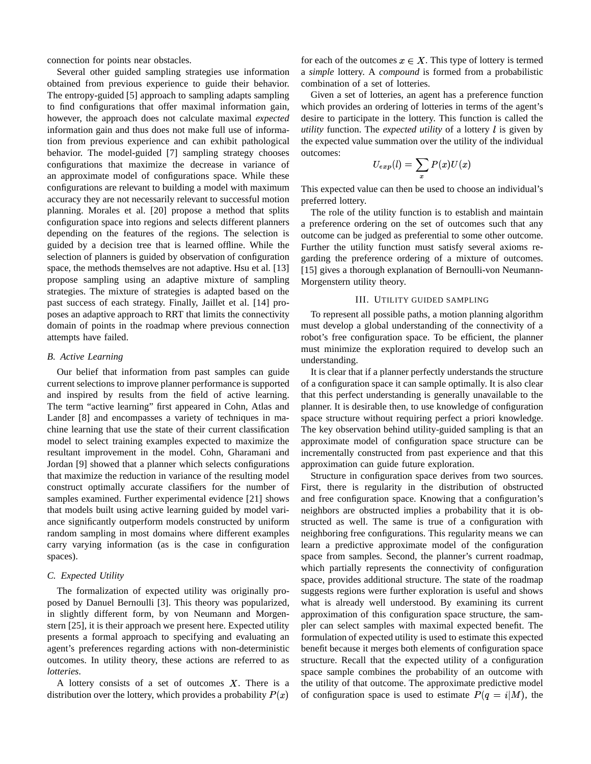connection for points near obstacles.

Several other guided sampling strategies use information obtained from previous experience to guide their behavior. The entropy-guided [5] approach to sampling adapts sampling to find configurations that offer maximal information gain, however, the approach does not calculate maximal *expected* information gain and thus does not make full use of information from previous experience and can exhibit pathological behavior. The model-guided [7] sampling strategy chooses configurations that maximize the decrease in variance of an approximate model of configurations space. While these configurations are relevant to building a model with maximum accuracy they are not necessarily relevant to successful motion planning. Morales et al. [20] propose a method that splits configuration space into regions and selects different planners depending on the features of the regions. The selection is guided by a decision tree that is learned offline. While the selection of planners is guided by observation of configuration space, the methods themselves are not adaptive. Hsu et al. [13] propose sampling using an adaptive mixture of sampling strategies. The mixture of strategies is adapted based on the past success of each strategy. Finally, Jaillet et al. [14] proposes an adaptive approach to RRT that limits the connectivity domain of points in the roadmap where previous connection attempts have failed.

### B. Active Learning

Our belief that information from past samples can guide current selections to improve planner performance is supported and inspired by results from the field of active learning. The term "active learning" first appeared in Cohn, Atlas and Lander [8] and encompasses a variety of techniques in machine learning that use the state of their current classification model to select training examples expected to maximize the resultant improvement in the model. Cohn, Gharamani and Jordan [9] showed that a planner which selects configurations that maximize the reduction in variance of the resulting model construct optimally accurate classifiers for the number of samples examined. Further experimental evidence [21] shows that models built using active learning guided by model variance significantly outperform models constructed by uniform random sampling in most domains where different examples carry varying information (as is the case in configuration spaces).

### C. Expected Utility

The formalization of expected utility was originally proposed by Danuel Bernoulli [3]. This theory was popularized, in slightly different form, by von Neumann and Morgenstern [25], it is their approach we present here. Expected utility presents a formal approach to specifying and evaluating an agent's preferences regarding actions with non-deterministic outcomes. In utility theory, these actions are referred to as *lotteries*.

A lottery consists of a set of outcomes $X$. There is a distribution over the lottery, which provides a probability $P(x)$ for each of the outcomes $x \in X$. This type of lottery is termed a *simple* lottery. A *compound* is formed from a probabilistic combination of a set of lotteries.

Given a set of lotteries, an agent has a preference function which provides an ordering of lotteries in terms of the agent's desire to participate in the lottery. This function is called the *utility* function. The *expected utility* of a lottery $l$ is given by the expected value summation over the utility of the individual outcomes:

$$U_{exp}(l) = \sum_{x} P(x)U(x)$$

This expected value can then be used to choose an individual's preferred lottery.

The role of the utility function is to establish and maintain a preference ordering on the set of outcomes such that any outcome can be judged as preferential to some other outcome. Further the utility function must satisfy several axioms regarding the preference ordering of a mixture of outcomes. [15] gives a thorough explanation of Bernoulli-von Neumann-Morgenstern utility theory.

## III. Utility Guided Sampling

To represent all possible paths, a motion planning algorithm must develop a global understanding of the connectivity of a robot's free configuration space. To be efficient, the planner must minimize the exploration required to develop such an understanding.

It is clear that if a planner perfectly understands the structure of a configuration space it can sample optimally. It is also clear that this perfect understanding is generally unavailable to the planner. It is desirable then, to use knowledge of configuration space structure without requiring perfect a priori knowledge. The key observation behind utility-guided sampling is that an approximate model of configuration space structure can be incrementally constructed from past experience and that this approximation can guide future exploration.

Structure in configuration space derives from two sources. First, there is regularity in the distribution of obstructed and free configuration space. Knowing that a configuration's neighbors are obstructed implies a probability that it is obstructed as well. The same is true of a configuration with neighboring free configurations. This regularity means we can learn a predictive approximate model of the configuration space from samples. Second, the planner's current roadmap, which partially represents the connectivity of configuration space, provides additional structure. The state of the roadmap suggests regions were further exploration is useful and shows what is already well understood. By examining its current approximation of this configuration space structure, the sampler can select samples with maximal expected benefit. The formulation of expected utility is used to estimate this expected benefit because it merges both elements of configuration space structure. Recall that the expected utility of a configuration space sample combines the probability of an outcome with the utility of that outcome. The approximate predictive model of configuration space is used to estimate $P(q = i|M)$, the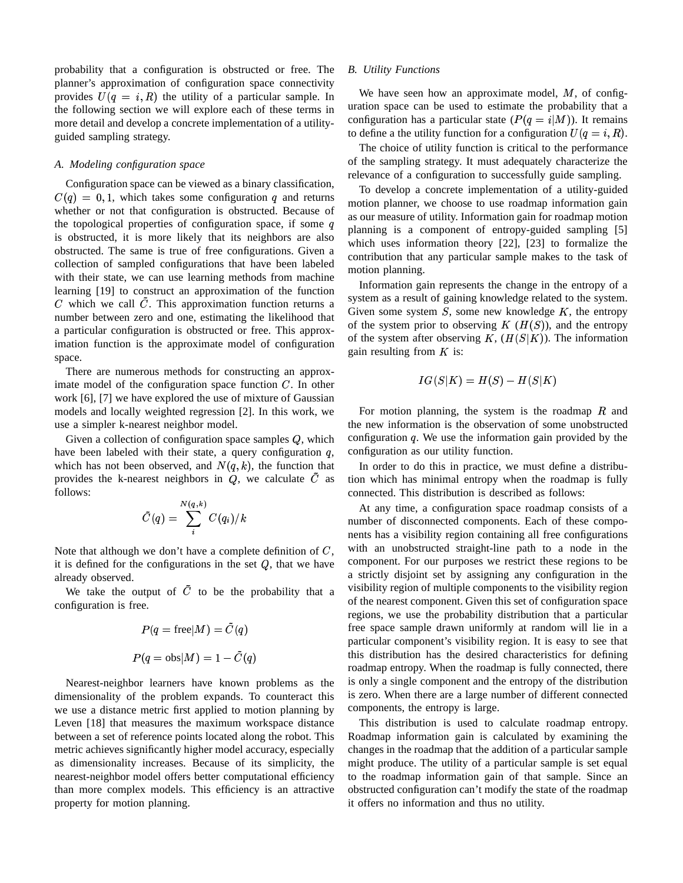probability that a configuration is obstructed or free. The planner's approximation of configuration space connectivity provides $U(q = i, R)$ the utility of a particular sample. In the following section we will explore each of these terms in more detail and develop a concrete implementation of a utility-guided sampling strategy.

### *A. Modeling configuration space*

Configuration space can be viewed as a binary classification, $C(q) = 0, 1$, which takes some configuration $q$ and returns whether or not that configuration is obstructed. Because of the topological properties of configuration space, if some $q$ is obstructed, it is more likely that its neighbors are also obstructed. The same is true of free configurations. Given a collection of sampled configurations that have been labeled with their state, we can use learning methods from machine learning [19] to construct an approximation of the function $C$ which we call $\tilde{C}$. This approximation function returns a number between zero and one, estimating the likelihood that a particular configuration is obstructed or free. This approximation function is the approximate model of configuration space.

There are numerous methods for constructing an approximate model of the configuration space function $C$. In other work [6], [7] we have explored the use of mixture of Gaussian models and locally weighted regression [2]. In this work, we use a simpler k-nearest neighbor model.

Given a collection of configuration space samples $Q$, which have been labeled with their state, a query configuration $q$, which has not been observed, and $N(q, k)$, the function that provides the k-nearest neighbors in $Q$, we calculate $\tilde{C}$ as follows:

$$\tilde{C}(q) = \sum_{i}^{N(q,k)} C(q_i)/k$$

Note that although we don't have a complete definition of $C$, it is defined for the configurations in the set $Q$, that we have already observed.

We take the output of $\tilde{C}$ to be the probability that a configuration is free.

$$P(q = \text{free}|M) = \tilde{C}(q)$$

$$P(q = \text{obs}|M) = 1 - \tilde{C}(q)$$

Nearest-neighbor learners have known problems as the dimensionality of the problem expands. To counteract this we use a distance metric first applied to motion planning by Leven [18] that measures the maximum workspace distance between a set of reference points located along the robot. This metric achieves significantly higher model accuracy, especially as dimensionality increases. Because of its simplicity, the nearest-neighbor model offers better computational efficiency than more complex models. This efficiency is an attractive property for motion planning.

### *B. Utility Functions*

We have seen how an approximate model, $M$, of configuration space can be used to estimate the probability that a configuration has a particular state ($P(q = i|M)$). It remains to define a the utility function for a configuration $U(q = i, R)$.

The choice of utility function is critical to the performance of the sampling strategy. It must adequately characterize the relevance of a configuration to successfully guide sampling.

To develop a concrete implementation of a utility-guided motion planner, we choose to use roadmap information gain as our measure of utility. Information gain for roadmap motion planning is a component of entropy-guided sampling [5] which uses information theory [22], [23] to formalize the contribution that any particular sample makes to the task of motion planning.

Information gain represents the change in the entropy of a system as a result of gaining knowledge related to the system. Given some system $S$, some new knowledge $K$, the entropy of the system prior to observing $K$ ($H(S)$), and the entropy of the system after observing $K$, ($H(S|K)$). The information gain resulting from $K$ is:

$$IG(S|K) = H(S) - H(S|K)$$

For motion planning, the system is the roadmap $R$ and the new information is the observation of some unobstructed configuration $q$. We use the information gain provided by the configuration as our utility function.

In order to do this in practice, we must define a distribution which has minimal entropy when the roadmap is fully connected. This distribution is described as follows:

At any time, a configuration space roadmap consists of a number of disconnected components. Each of these components has a visibility region containing all free configurations with an unobstructed straight-line path to a node in the component. For our purposes we restrict these regions to be a strictly disjoint set by assigning any configuration in the visibility region of multiple components to the visibility region of the nearest component. Given this set of configuration space regions, we use the probability distribution that a particular free space sample drawn uniformly at random will lie in a particular component's visibility region. It is easy to see that this distribution has the desired characteristics for defining roadmap entropy. When the roadmap is fully connected, there is only a single component and the entropy of the distribution is zero. When there are a large number of different connected components, the entropy is large.

This distribution is used to calculate roadmap entropy. Roadmap information gain is calculated by examining the changes in the roadmap that the addition of a particular sample might produce. The utility of a particular sample is set equal to the roadmap information gain of that sample. Since an obstructed configuration can't modify the state of the roadmap it offers no information and thus no utility.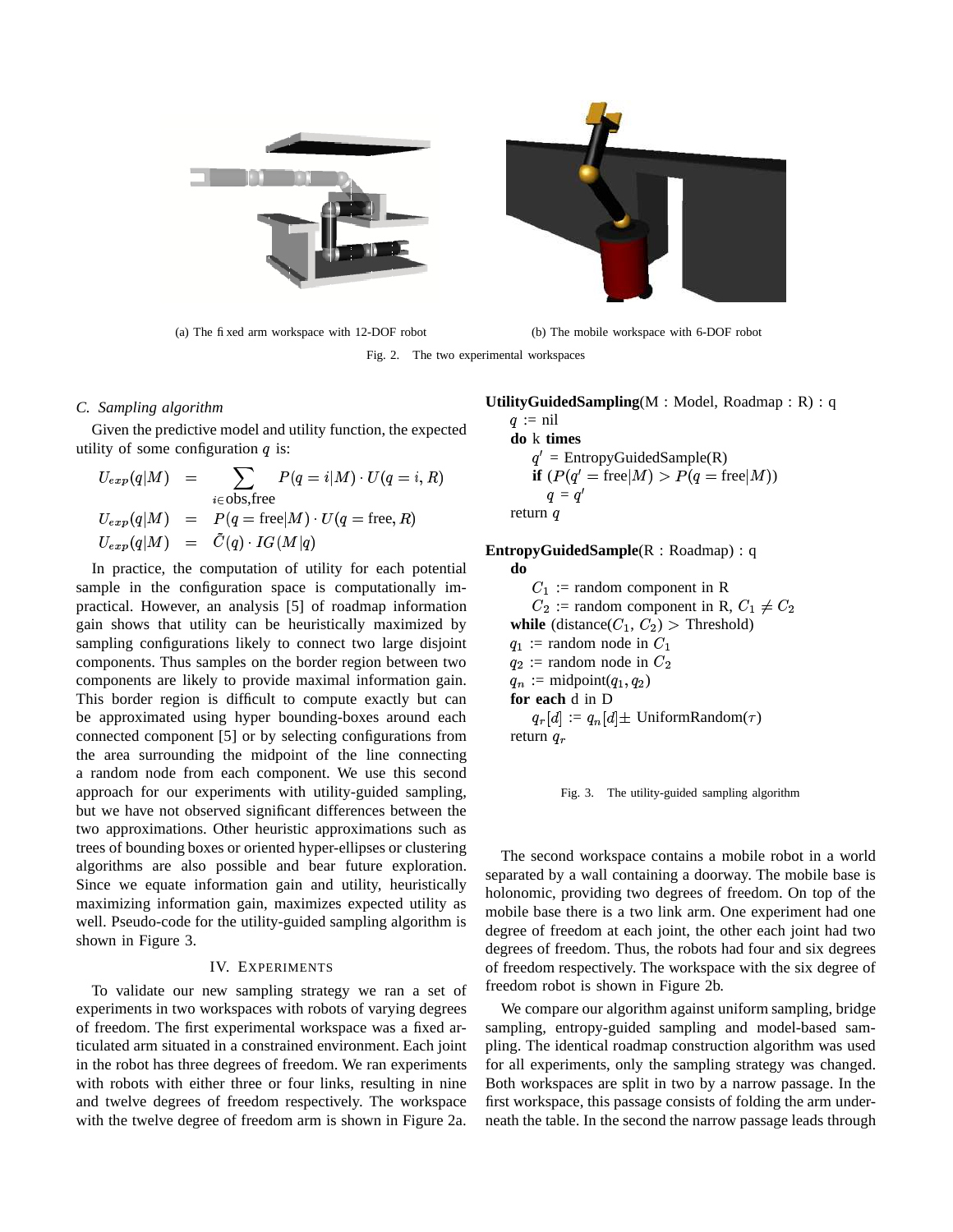(a) The fixed arm workspace with 12-DOF robot

(b) The mobile workspace with 6-DOF robot

Fig. 2. The two experimental workspaces

### C. Sampling algorithm

Given the predictive model and utility function, the expected utility of some configuration $q$ is:

$$
\begin{aligned}
U_{exp}(q|M) &= \sum_{i \in \text{obs,free}} P(q=i|M) \cdot U(q=i, R) \\
U_{exp}(q|M) &= P(q=\text{free}|M) \cdot U(q=\text{free}, R) \\
U_{exp}(q|M) &= \tilde{C}(q) \cdot IG(M|q)
\end{aligned}
$$

In practice, the computation of utility for each potential sample in the configuration space is computationally impractical. However, an analysis [5] of roadmap information gain shows that utility can be heuristically maximized by sampling configurations likely to connect two large disjoint components. Thus samples on the border region between two components are likely to provide maximal information gain. This border region is difficult to compute exactly but can be approximated using hyper bounding-boxes around each connected component [5] or by selecting configurations from the area surrounding the midpoint of the line connecting a random node from each component. We use this second approach for our experiments with utility-guided sampling, but we have not observed significant differences between the two approximations. Other heuristic approximations such as trees of bounding boxes or oriented hyper-ellipses or clustering algorithms are also possible and bear future exploration. Since we equate information gain and utility, heuristically maximizing information gain, maximizes expected utility as well. Pseudo-code for the utility-guided sampling algorithm is shown in Figure 3.

```
UtilityGuidedSampling(M : Model, Roadmap : R) : q
    q := nil
    do k times
        q' = EntropyGuidedSample(R)
        if (P(q' = free|M) > P(q = free|M))
            q = q'
    return q

EntropyGuidedSample(R : Roadmap) : q
    do
        C1 := random component in R
        C2 := random component in R, C1 ≠ C2
    while (distance(C1, C2) > Threshold)
    q1 := random node in C1
    q2 := random node in C2
    qn := midpoint(q1, q2)
    for each d in D
        qr[d] := qn[d] ± UniformRandom(τ)
    return qr
```

Fig. 3. The utility-guided sampling algorithm

## IV. Experiments

To validate our new sampling strategy we ran a set of experiments in two workspaces with robots of varying degrees of freedom. The first experimental workspace was a fixed articulated arm situated in a constrained environment. Each joint in the robot has three degrees of freedom. We ran experiments with robots with either three or four links, resulting in nine and twelve degrees of freedom respectively. The workspace with the twelve degree of freedom arm is shown in Figure 2a.

The second workspace contains a mobile robot in a world separated by a wall containing a doorway. The mobile base is holonomic, providing two degrees of freedom. On top of the mobile base there is a two link arm. One experiment had one degree of freedom at each joint, the other each joint had two degrees of freedom. Thus, the robots had four and six degrees of freedom respectively. The workspace with the six degree of freedom robot is shown in Figure 2b.

We compare our algorithm against uniform sampling, bridge sampling, entropy-guided sampling and model-based sampling. The identical roadmap construction algorithm was used for all experiments, only the sampling strategy was changed. Both workspaces are split in two by a narrow passage. In the first workspace, this passage consists of folding the arm underneath the table. In the second the narrow passage leads through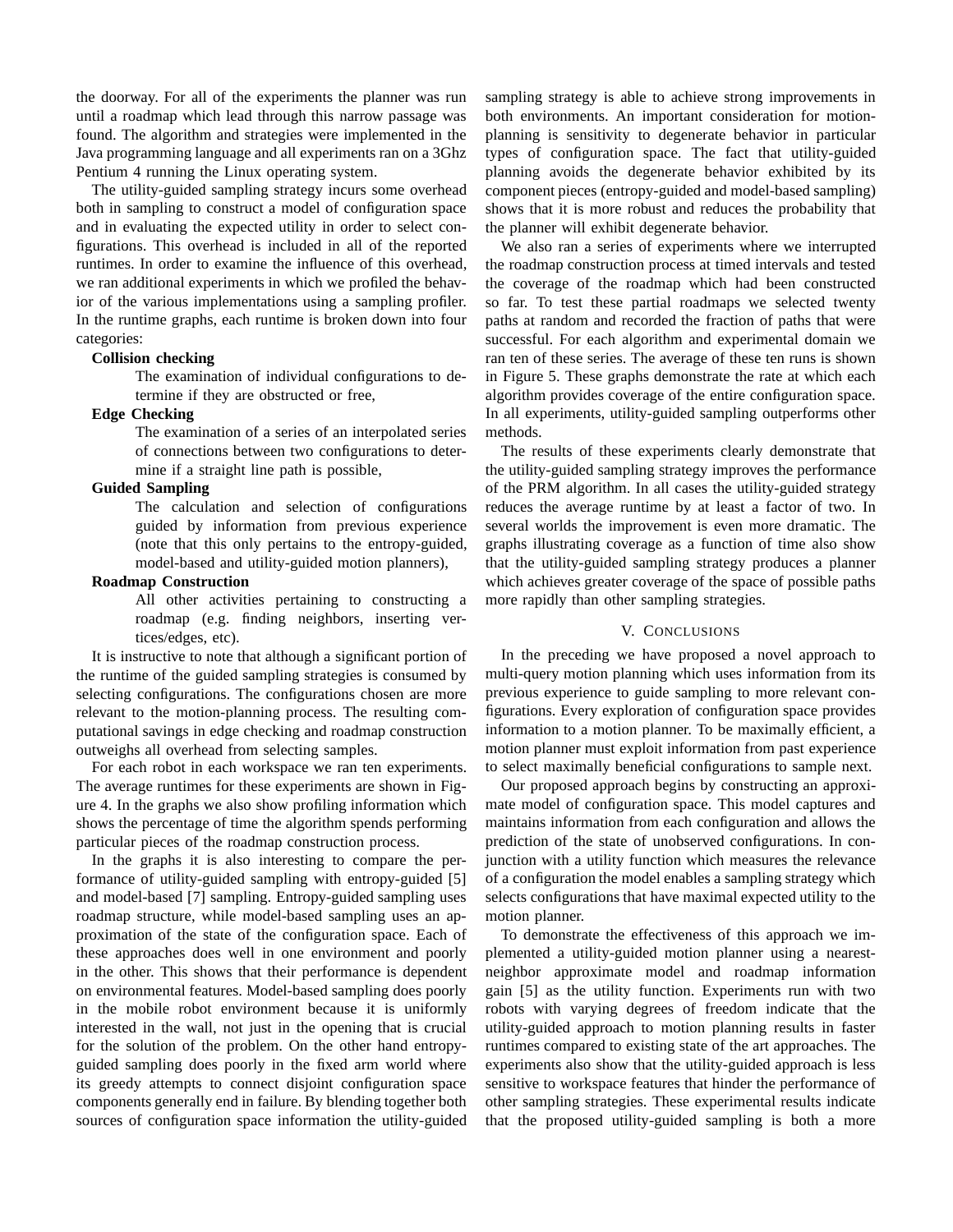the doorway. For all of the experiments the planner was run until a roadmap which lead through this narrow passage was found. The algorithm and strategies were implemented in the Java programming language and all experiments ran on a 3Ghz Pentium 4 running the Linux operating system.

The utility-guided sampling strategy incurs some overhead both in sampling to construct a model of configuration space and in evaluating the expected utility in order to select configurations. This overhead is included in all of the reported runtimes. In order to examine the influence of this overhead, we ran additional experiments in which we profiled the behavior of the various implementations using a sampling profiler. In the runtime graphs, each runtime is broken down into four categories:

**Collision checking**
The examination of individual configurations to determine if they are obstructed or free,

**Edge Checking**
The examination of a series of an interpolated series of connections between two configurations to determine if a straight line path is possible,

**Guided Sampling**
The calculation and selection of configurations guided by information from previous experience (note that this only pertains to the entropy-guided, model-based and utility-guided motion planners),

**Roadmap Construction**
All other activities pertaining to constructing a roadmap (e.g. finding neighbors, inserting vertices/edges, etc).

It is instructive to note that although a significant portion of the runtime of the guided sampling strategies is consumed by selecting configurations. The configurations chosen are more relevant to the motion-planning process. The resulting computational savings in edge checking and roadmap construction outweighs all overhead from selecting samples.

For each robot in each workspace we ran ten experiments. The average runtimes for these experiments are shown in Figure 4. In the graphs we also show profiling information which shows the percentage of time the algorithm spends performing particular pieces of the roadmap construction process.

In the graphs it is also interesting to compare the performance of utility-guided sampling with entropy-guided [5] and model-based [7] sampling. Entropy-guided sampling uses roadmap structure, while model-based sampling uses an approximation of the state of the configuration space. Each of these approaches does well in one environment and poorly in the other. This shows that their performance is dependent on environmental features. Model-based sampling does poorly in the mobile robot environment because it is uniformly interested in the wall, not just in the opening that is crucial for the solution of the problem. On the other hand entropy-guided sampling does poorly in the fixed arm world where its greedy attempts to connect disjoint configuration space components generally end in failure. By blending together both sources of configuration space information the utility-guided sampling strategy is able to achieve strong improvements in both environments. An important consideration for motion-planning is sensitivity to degenerate behavior in particular types of configuration space. The fact that utility-guided planning avoids the degenerate behavior exhibited by its component pieces (entropy-guided and model-based sampling) shows that it is more robust and reduces the probability that the planner will exhibit degenerate behavior.

We also ran a series of experiments where we interrupted the roadmap construction process at timed intervals and tested the coverage of the roadmap which had been constructed so far. To test these partial roadmaps we selected twenty paths at random and recorded the fraction of paths that were successful. For each algorithm and experimental domain we ran ten of these series. The average of these ten runs is shown in Figure 5. These graphs demonstrate the rate at which each algorithm provides coverage of the entire configuration space. In all experiments, utility-guided sampling outperforms other methods.

The results of these experiments clearly demonstrate that the utility-guided sampling strategy improves the performance of the PRM algorithm. In all cases the utility-guided strategy reduces the average runtime by at least a factor of two. In several worlds the improvement is even more dramatic. The graphs illustrating coverage as a function of time also show that the utility-guided sampling strategy produces a planner which achieves greater coverage of the space of possible paths more rapidly than other sampling strategies.

## V. Conclusions

In the preceding we have proposed a novel approach to multi-query motion planning which uses information from its previous experience to guide sampling to more relevant configurations. Every exploration of configuration space provides information to a motion planner. To be maximally efficient, a motion planner must exploit information from past experience to select maximally beneficial configurations to sample next.

Our proposed approach begins by constructing an approximate model of configuration space. This model captures and maintains information from each configuration and allows the prediction of the state of unobserved configurations. In conjunction with a utility function which measures the relevance of a configuration the model enables a sampling strategy which selects configurations that have maximal expected utility to the motion planner.

To demonstrate the effectiveness of this approach we implemented a utility-guided motion planner using a nearest-neighbor approximate model and roadmap information gain [5] as the utility function. Experiments run with two robots with varying degrees of freedom indicate that the utility-guided approach to motion planning results in faster runtimes compared to existing state of the art approaches. The experiments also show that the utility-guided approach is less sensitive to workspace features that hinder the performance of other sampling strategies. These experimental results indicate that the proposed utility-guided sampling is both a more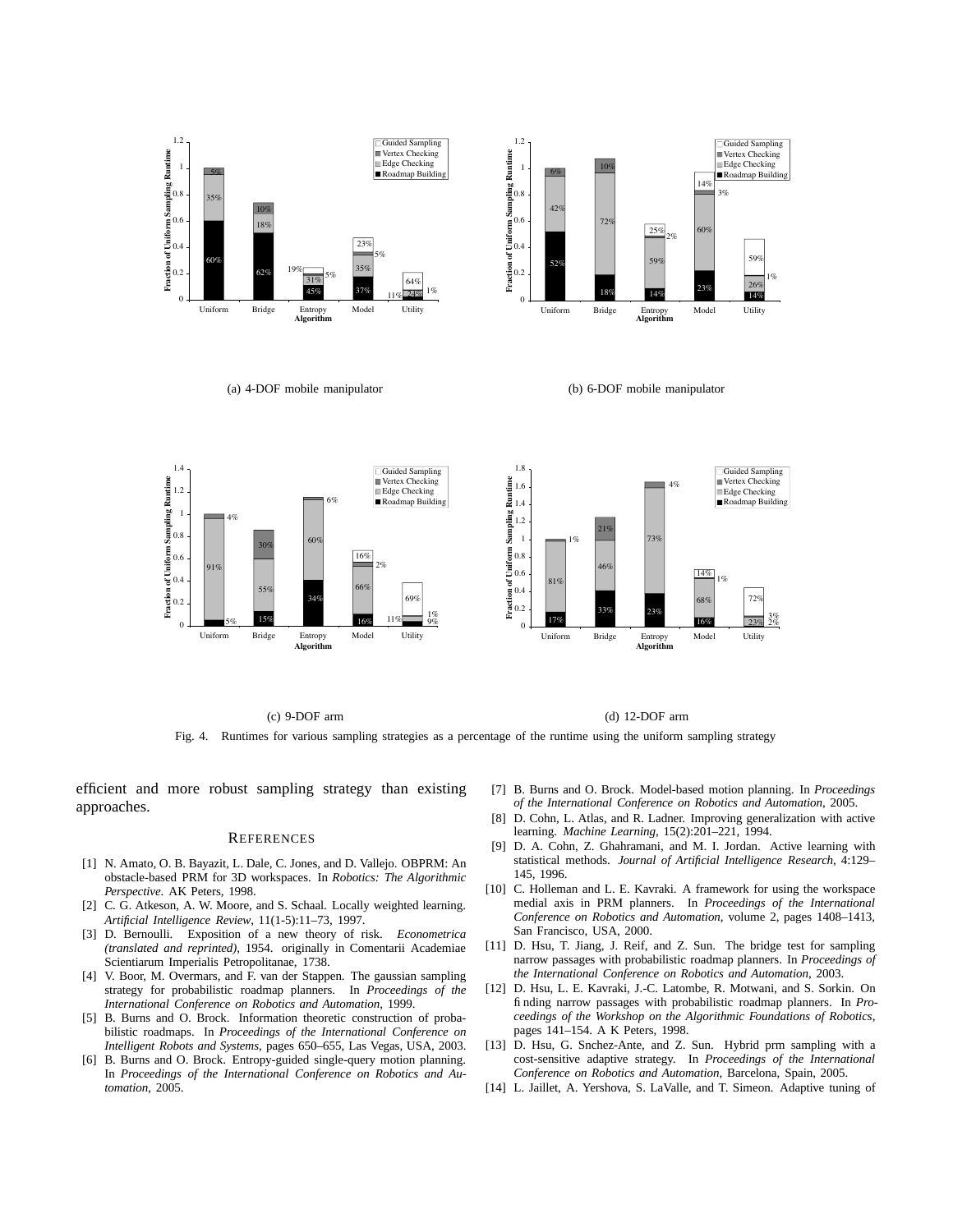(a) 4-DOF mobile manipulator

(b) 6-DOF mobile manipulator

(c) 9-DOF arm

(d) 12-DOF arm

Fig. 4. Runtimes for various sampling strategies as a percentage of the runtime using the uniform sampling strategy

efficient and more robust sampling strategy than existing approaches.

## References

[1] N. Amato, O. B. Bayazit, L. Dale, C. Jones, and D. Vallejo. OBPRM: An obstacle-based PRM for 3D workspaces. In *Robotics: The Algorithmic Perspective*. AK Peters, 1998.

[2] C. G. Atkeson, A. W. Moore, and S. Schaal. Locally weighted learning. *Artificial Intelligence Review*, 11(1-5):11–73, 1997.

[3] D. Bernoulli. Exposition of a new theory of risk. *Econometrica (translated and reprinted)*, 1954. originally in Comentarii Academiae Scientiarum Imperialis Petropolitanae, 1738.

[4] V. Boor, M. Overmars, and F. van der Stappen. The gaussian sampling strategy for probabilistic roadmap planners. In *Proceedings of the International Conference on Robotics and Automation*, 1999.

[5] B. Burns and O. Brock. Information theoretic construction of probabilistic roadmaps. In *Proceedings of the International Conference on Intelligent Robots and Systems*, pages 650–655, Las Vegas, USA, 2003.

[6] B. Burns and O. Brock. Entropy-guided single-query motion planning. In *Proceedings of the International Conference on Robotics and Automation*, 2005.

[7] B. Burns and O. Brock. Model-based motion planning. In *Proceedings of the International Conference on Robotics and Automation*, 2005.

[8] D. Cohn, L. Atlas, and R. Ladner. Improving generalization with active learning. *Machine Learning*, 15(2):201–221, 1994.

[9] D. A. Cohn, Z. Ghahramani, and M. I. Jordan. Active learning with statistical methods. *Journal of Artificial Intelligence Research*, 4:129–145, 1996.

[10] C. Holleman and L. E. Kavraki. A framework for using the workspace medial axis in PRM planners. In *Proceedings of the International Conference on Robotics and Automation*, volume 2, pages 1408–1413, San Francisco, USA, 2000.

[11] D. Hsu, T. Jiang, J. Reif, and Z. Sun. The bridge test for sampling narrow passages with probabilistic roadmap planners. In *Proceedings of the International Conference on Robotics and Automation*, 2003.

[12] D. Hsu, L. E. Kavraki, J.-C. Latombe, R. Motwani, and S. Sorkin. On finding narrow passages with probabilistic roadmap planners. In *Proceedings of the Workshop on the Algorithmic Foundations of Robotics*, pages 141–154. A K Peters, 1998.

[13] D. Hsu, G. Snchez-Ante, and Z. Sun. Hybrid prm sampling with a cost-sensitive adaptive strategy. In *Proceedings of the International Conference on Robotics and Automation*, Barcelona, Spain, 2005.

[14] L. Jaillet, A. Yershova, S. LaValle, and T. Simeon. Adaptive tuning of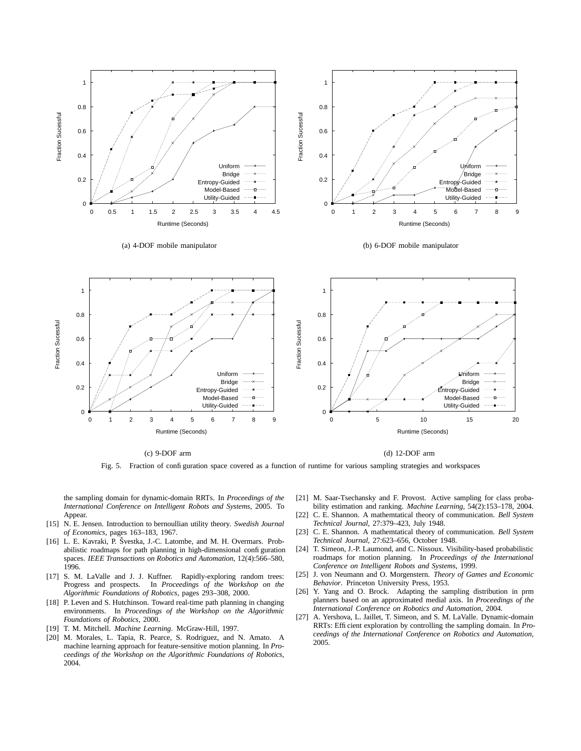Fraction Sucessful

Runtime (Seconds)

Uniform
Bridge
Entropy-Guided
Model-Based
Utility-Guided

0 0.5 1 1.5 2 2.5 3 3.5 4 4.5

0 0.2 0.4 0.6 0.8 1

(a) 4-DOF mobile manipulator

Fraction Sucessful

Runtime (Seconds)

Uniform
Bridge
Entropy-Guided
Model-Based
Utility-Guided

0 1 2 3 4 5 6 7 8 9

0 0.2 0.4 0.6 0.8 1

(b) 6-DOF mobile manipulator

Fraction Sucessful

Runtime (Seconds)

Uniform
Bridge
Entropy-Guided
Model-Based
Utility-Guided

0 1 2 3 4 5 6 7 8 9

0 0.2 0.4 0.6 0.8 1

(c) 9-DOF arm

Fraction Sucessful

Runtime (Seconds)

Uniform
Bridge
Entropy-Guided
Model-Based
Utility-Guided

0 5 10 15 20

0 0.2 0.4 0.6 0.8 1

(d) 12-DOF arm

Fig. 5. Fraction of configuration space covered as a function of runtime for various sampling strategies and workspaces

the sampling domain for dynamic-domain RRTs. In *Proceedings of the International Conference on Intelligent Robots and Systems*, 2005. To Appear.

[15] N. E. Jensen. Introduction to bernoullian utility theory. *Swedish Journal of Economics*, pages 163–183, 1967.

[16] L. E. Kavraki, P. Švestka, J.-C. Latombe, and M. H. Overmars. Probabilistic roadmaps for path planning in high-dimensional configuration spaces. *IEEE Transactions on Robotics and Automation*, 12(4):566–580, 1996.

[17] S. M. LaValle and J. J. Kuffner. Rapidly-exploring random trees: Progress and prospects. In *Proceedings of the Workshop on the Algorithmic Foundations of Robotics*, pages 293–308, 2000.

[18] P. Leven and S. Hutchinson. Toward real-time path planning in changing environments. In *Proceedings of the Workshop on the Algorithmic Foundations of Robotics*, 2000.

[19] T. M. Mitchell. *Machine Learning*. McGraw-Hill, 1997.

[20] M. Morales, L. Tapia, R. Pearce, S. Rodriguez, and N. Amato. A machine learning approach for feature-sensitive motion planning. In *Proceedings of the Workshop on the Algorithmic Foundations of Robotics*, 2004.

[21] M. Saar-Tsechansky and F. Provost. Active sampling for class probability estimation and ranking. *Machine Learning*, 54(2):153–178, 2004.

[22] C. E. Shannon. A mathemtatical theory of communication. *Bell System Technical Journal*, 27:379–423, July 1948.

[23] C. E. Shannon. A mathemtatical theory of communication. *Bell System Technical Journal*, 27:623–656, October 1948.

[24] T. Simeon, J.-P. Laumond, and C. Nissoux. Visibility-based probabilistic roadmaps for motion planning. In *Proceedings of the International Conference on Intelligent Robots and Systems*, 1999.

[25] J. von Neumann and O. Morgenstern. *Theory of Games and Economic Behavior*. Princeton University Press, 1953.

[26] Y. Yang and O. Brock. Adapting the sampling distribution in prm planners based on an approximated medial axis. In *Proceedings of the International Conference on Robotics and Automation*, 2004.

[27] A. Yershova, L. Jaillet, T. Simeon, and S. M. LaValle. Dynamic-domain RRTs: Efficient exploration by controlling the sampling domain. In *Proceedings of the International Conference on Robotics and Automation*, 2005.